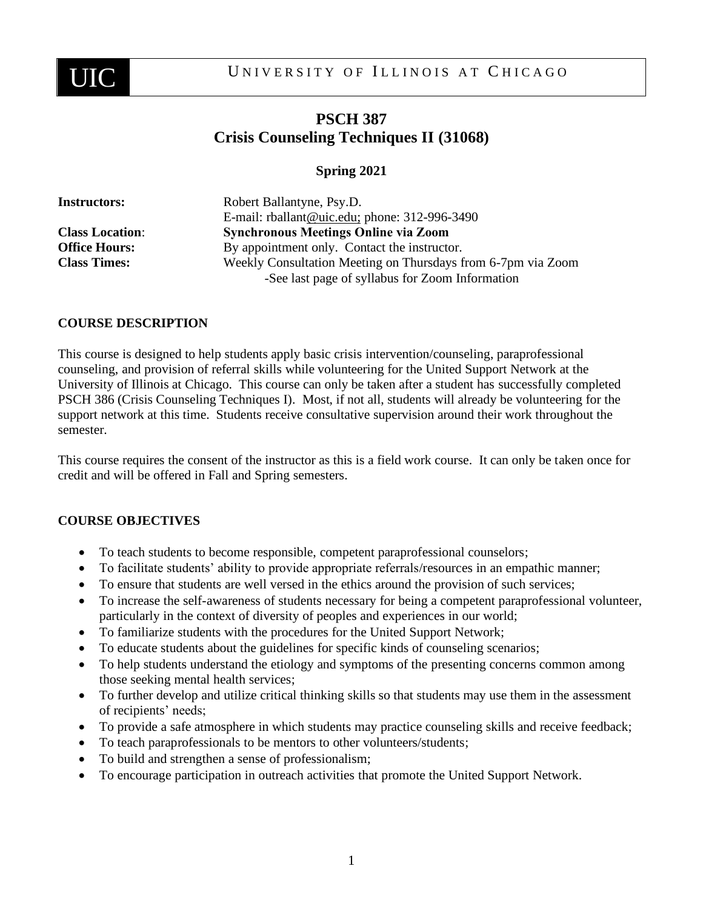UIC UNIVERSITY OF ILLINOIS AT CHICAGO

# PSCH 387
# Crisis Counseling Techniques II (31068)

**Spring 2021**

**Instructors:** Robert Ballantyne, Psy.D.
E-mail: rballant@uic.edu; phone: 312-996-3490

**Class Location**: **Synchronous Meetings Online via Zoom**

**Office Hours:** By appointment only. Contact the instructor.

**Class Times:** Weekly Consultation Meeting on Thursdays from 6-7pm via Zoom
-See last page of syllabus for Zoom Information

## COURSE DESCRIPTION

This course is designed to help students apply basic crisis intervention/counseling, paraprofessional counseling, and provision of referral skills while volunteering for the United Support Network at the University of Illinois at Chicago. This course can only be taken after a student has successfully completed PSCH 386 (Crisis Counseling Techniques I). Most, if not all, students will already be volunteering for the support network at this time. Students receive consultative supervision around their work throughout the semester.

This course requires the consent of the instructor as this is a field work course. It can only be taken once for credit and will be offered in Fall and Spring semesters.

## COURSE OBJECTIVES

- To teach students to become responsible, competent paraprofessional counselors;
- To facilitate students' ability to provide appropriate referrals/resources in an empathic manner;
- To ensure that students are well versed in the ethics around the provision of such services;
- To increase the self-awareness of students necessary for being a competent paraprofessional volunteer, particularly in the context of diversity of peoples and experiences in our world;
- To familiarize students with the procedures for the United Support Network;
- To educate students about the guidelines for specific kinds of counseling scenarios;
- To help students understand the etiology and symptoms of the presenting concerns common among those seeking mental health services;
- To further develop and utilize critical thinking skills so that students may use them in the assessment of recipients' needs;
- To provide a safe atmosphere in which students may practice counseling skills and receive feedback;
- To teach paraprofessionals to be mentors to other volunteers/students;
- To build and strengthen a sense of professionalism;
- To encourage participation in outreach activities that promote the United Support Network.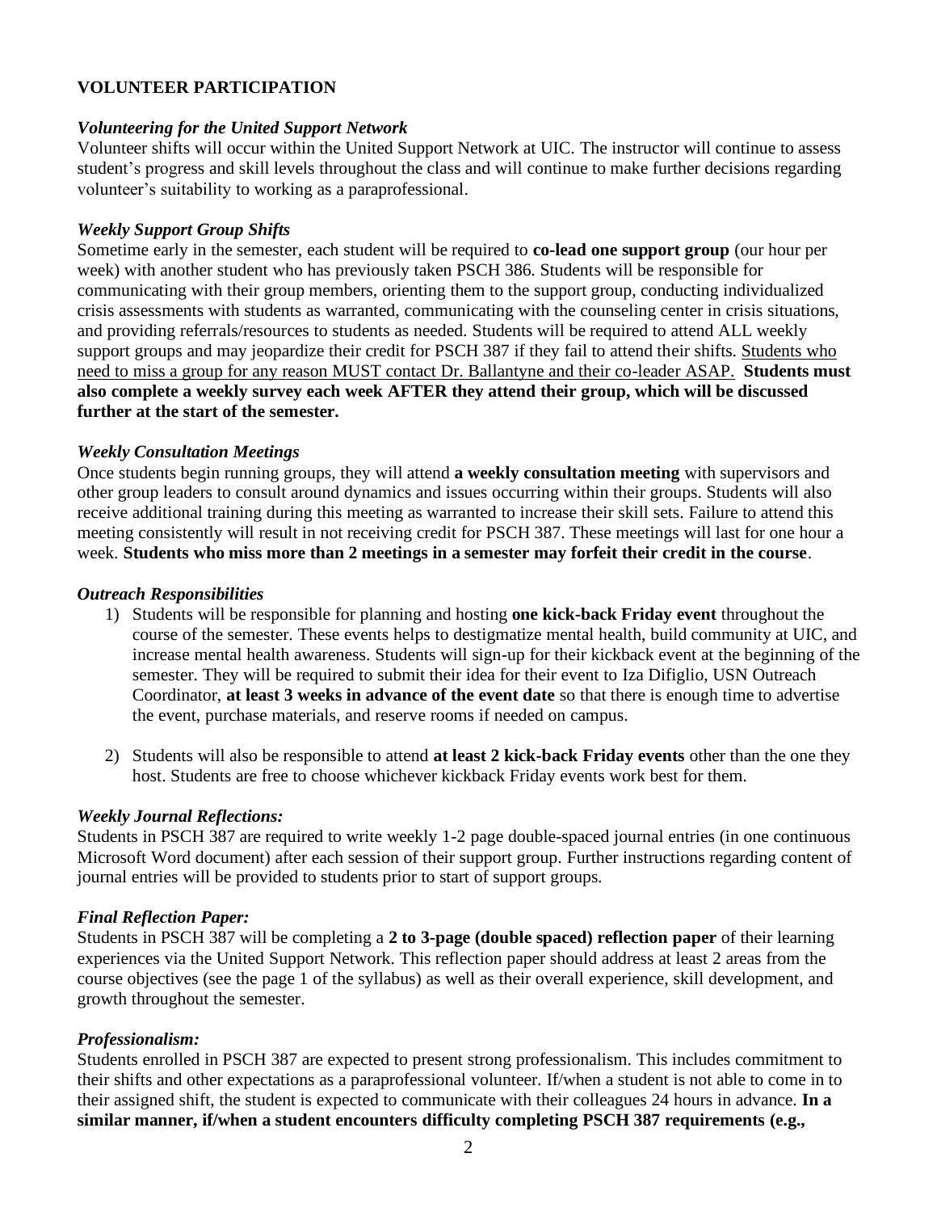## VOLUNTEER PARTICIPATION

### *Volunteering for the United Support Network*

Volunteer shifts will occur within the United Support Network at UIC. The instructor will continue to assess student's progress and skill levels throughout the class and will continue to make further decisions regarding volunteer's suitability to working as a paraprofessional.

### *Weekly Support Group Shifts*

Sometime early in the semester, each student will be required to **co-lead one support group** (our hour per week) with another student who has previously taken PSCH 386. Students will be responsible for communicating with their group members, orienting them to the support group, conducting individualized crisis assessments with students as warranted, communicating with the counseling center in crisis situations, and providing referrals/resources to students as needed. Students will be required to attend ALL weekly support groups and may jeopardize their credit for PSCH 387 if they fail to attend their shifts. <u>Students who need to miss a group for any reason MUST contact Dr. Ballantyne and their co-leader ASAP.</u> **Students must also complete a weekly survey each week AFTER they attend their group, which will be discussed further at the start of the semester.**

### *Weekly Consultation Meetings*

Once students begin running groups, they will attend **a weekly consultation meeting** with supervisors and other group leaders to consult around dynamics and issues occurring within their groups. Students will also receive additional training during this meeting as warranted to increase their skill sets. Failure to attend this meeting consistently will result in not receiving credit for PSCH 387. These meetings will last for one hour a week. **Students who miss more than 2 meetings in a semester may forfeit their credit in the course**.

### *Outreach Responsibilities*

1) Students will be responsible for planning and hosting **one kick-back Friday event** throughout the course of the semester. These events helps to destigmatize mental health, build community at UIC, and increase mental health awareness. Students will sign-up for their kickback event at the beginning of the semester. They will be required to submit their idea for their event to Iza Difiglio, USN Outreach Coordinator, **at least 3 weeks in advance of the event date** so that there is enough time to advertise the event, purchase materials, and reserve rooms if needed on campus.

2) Students will also be responsible to attend **at least 2 kick-back Friday events** other than the one they host. Students are free to choose whichever kickback Friday events work best for them.

### *Weekly Journal Reflections:*

Students in PSCH 387 are required to write weekly 1-2 page double-spaced journal entries (in one continuous Microsoft Word document) after each session of their support group. Further instructions regarding content of journal entries will be provided to students prior to start of support groups.

### *Final Reflection Paper:*

Students in PSCH 387 will be completing a **2 to 3-page (double spaced) reflection paper** of their learning experiences via the United Support Network. This reflection paper should address at least 2 areas from the course objectives (see the page 1 of the syllabus) as well as their overall experience, skill development, and growth throughout the semester.

### *Professionalism:*

Students enrolled in PSCH 387 are expected to present strong professionalism. This includes commitment to their shifts and other expectations as a paraprofessional volunteer. If/when a student is not able to come in to their assigned shift, the student is expected to communicate with their colleagues 24 hours in advance. **In a similar manner, if/when a student encounters difficulty completing PSCH 387 requirements (e.g.,**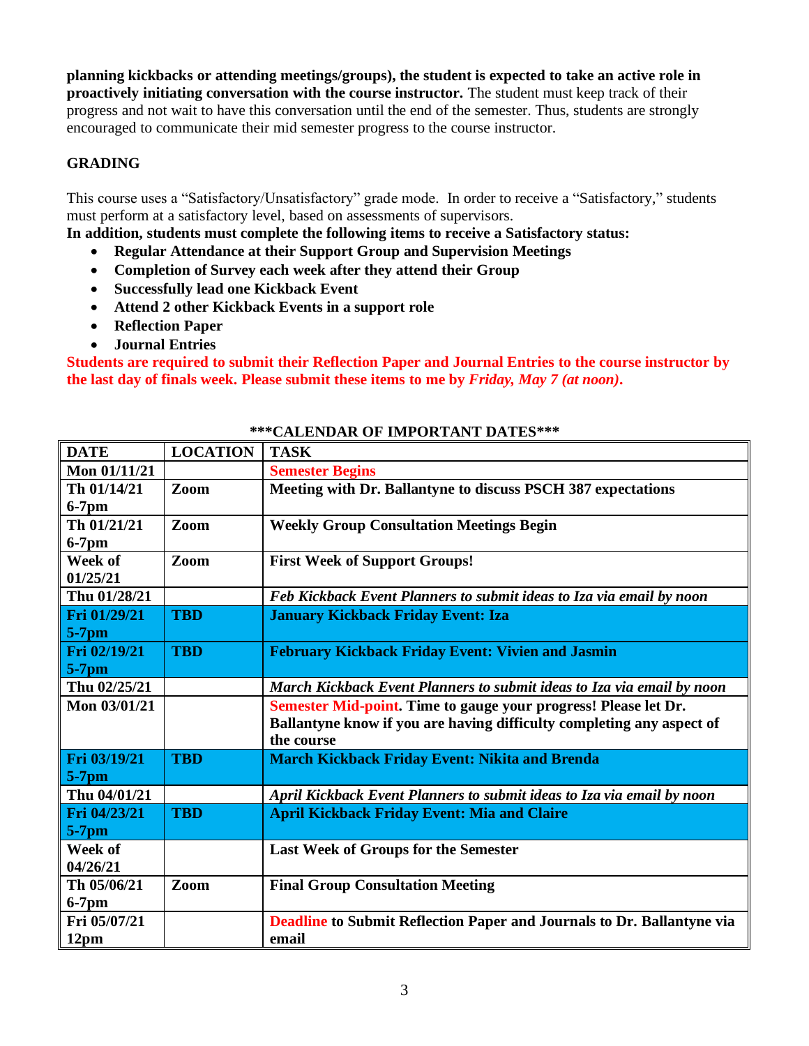**planning kickbacks or attending meetings/groups), the student is expected to take an active role in proactively initiating conversation with the course instructor.** The student must keep track of their progress and not wait to have this conversation until the end of the semester. Thus, students are strongly encouraged to communicate their mid semester progress to the course instructor.

## GRADING

This course uses a "Satisfactory/Unsatisfactory" grade mode. In order to receive a "Satisfactory," students must perform at a satisfactory level, based on assessments of supervisors.

**In addition, students must complete the following items to receive a Satisfactory status:**

- **Regular Attendance at their Support Group and Supervision Meetings**
- **Completion of Survey each week after they attend their Group**
- **Successfully lead one Kickback Event**
- **Attend 2 other Kickback Events in a support role**
- **Reflection Paper**
- **Journal Entries**

**Students are required to submit their Reflection Paper and Journal Entries to the course instructor by the last day of finals week. Please submit these items to me by *Friday, May 7 (at noon)*.**

**\*\*\*CALENDAR OF IMPORTANT DATES\*\*\***

| DATE | LOCATION | TASK |
|---|---|---|
| **Mon 01/11/21** | | **Semester Begins** |
| **Th 01/14/21 6-7pm** | **Zoom** | **Meeting with Dr. Ballantyne to discuss PSCH 387 expectations** |
| **Th 01/21/21 6-7pm** | **Zoom** | **Weekly Group Consultation Meetings Begin** |
| **Week of 01/25/21** | **Zoom** | **First Week of Support Groups!** |
| **Thu 01/28/21** | | ***Feb Kickback Event Planners to submit ideas to Iza via email by noon*** |
| **Fri 01/29/21 5-7pm** | **TBD** | **January Kickback Friday Event: Iza** |
| **Fri 02/19/21 5-7pm** | **TBD** | **February Kickback Friday Event: Vivien and Jasmin** |
| **Thu 02/25/21** | | ***March Kickback Event Planners to submit ideas to Iza via email by noon*** |
| **Mon 03/01/21** | | **Semester Mid-point. Time to gauge your progress! Please let Dr. Ballantyne know if you are having difficulty completing any aspect of the course** |
| **Fri 03/19/21 5-7pm** | **TBD** | **March Kickback Friday Event: Nikita and Brenda** |
| **Thu 04/01/21** | | ***April Kickback Event Planners to submit ideas to Iza via email by noon*** |
| **Fri 04/23/21 5-7pm** | **TBD** | **April Kickback Friday Event: Mia and Claire** |
| **Week of 04/26/21** | | **Last Week of Groups for the Semester** |
| **Th 05/06/21 6-7pm** | **Zoom** | **Final Group Consultation Meeting** |
| **Fri 05/07/21 12pm** | | **Deadline to Submit Reflection Paper and Journals to Dr. Ballantyne via email** |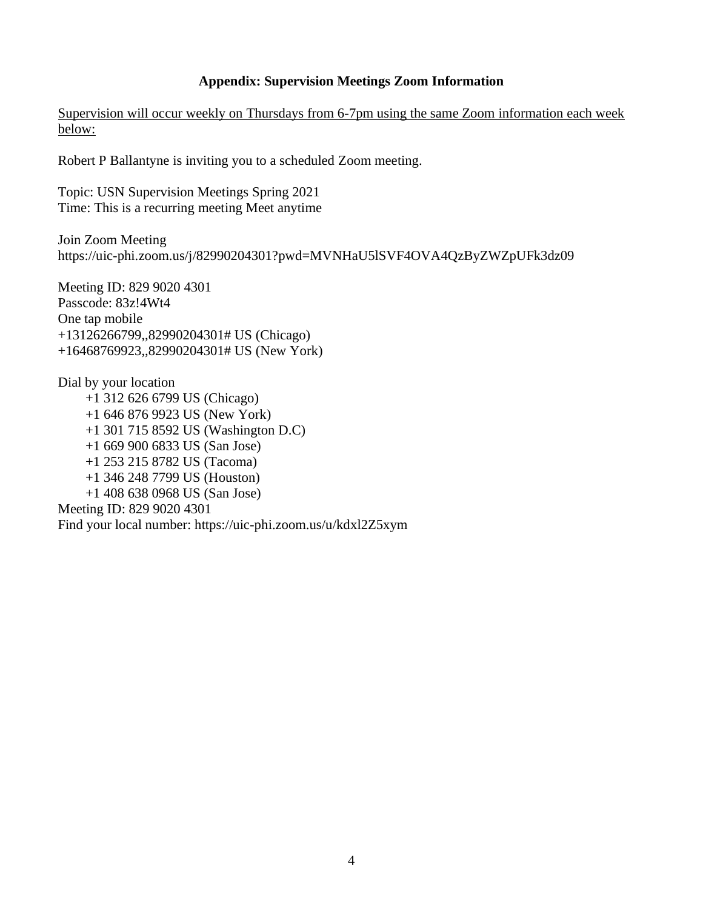**Appendix: Supervision Meetings Zoom Information**

Supervision will occur weekly on Thursdays from 6-7pm using the same Zoom information each week below:

Robert P Ballantyne is inviting you to a scheduled Zoom meeting.

Topic: USN Supervision Meetings Spring 2021
Time: This is a recurring meeting Meet anytime

Join Zoom Meeting
https://uic-phi.zoom.us/j/82990204301?pwd=MVNHaU5lSVF4OVA4QzByZWZpUFk3dz09

Meeting ID: 829 9020 4301
Passcode: 83z!4Wt4
One tap mobile
+13126266799,,82990204301# US (Chicago)
+16468769923,,82990204301# US (New York)

Dial by your location
    +1 312 626 6799 US (Chicago)
    +1 646 876 9923 US (New York)
    +1 301 715 8592 US (Washington D.C)
    +1 669 900 6833 US (San Jose)
    +1 253 215 8782 US (Tacoma)
    +1 346 248 7799 US (Houston)
    +1 408 638 0968 US (San Jose)
Meeting ID: 829 9020 4301
Find your local number: https://uic-phi.zoom.us/u/kdxl2Z5xym